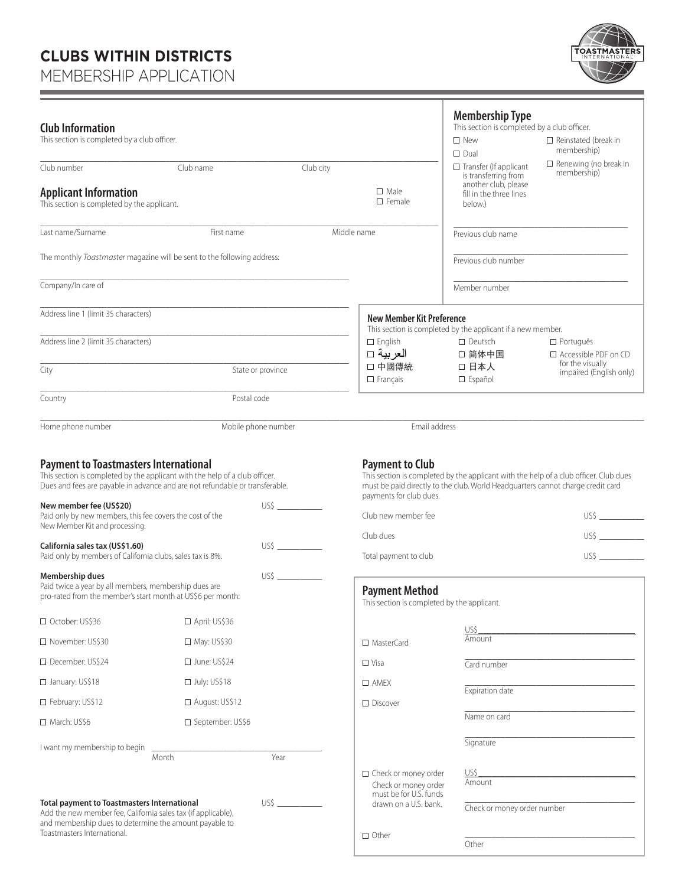# CLUBS WITHIN DISTRICTS
MEMBERSHIP APPLICATION

## Club Information
This section is completed by a club officer.

Club number ______ Club name ______ Club city ______

## Membership Type
This section is completed by a club officer.

- ☐ New
- ☐ Dual
- ☐ Transfer (If applicant is transferring from another club, please fill in the three lines below.)
- ☐ Reinstated (break in membership)
- ☐ Renewing (no break in membership)

Previous club name ______

Previous club number ______

Member number ______

## Applicant Information
This section is completed by the applicant.

☐ Male
☐ Female

Last name/Surname ______ First name ______ Middle name ______

The monthly *Toastmaster* magazine will be sent to the following address:

Company/In care of ______

Address line 1 (limit 35 characters) ______

Address line 2 (limit 35 characters) ______

City ______ State or province ______

Country ______ Postal code ______

Home phone number ______ Mobile phone number ______ Email address ______

## New Member Kit Preference
This section is completed by the applicant if a new member.

- ☐ English
- ☐ العربية
- ☐ 中國傳統
- ☐ Français
- ☐ Deutsch
- ☐ 简体中国
- ☐ 日本人
- ☐ Español
- ☐ Português
- ☐ Accessible PDF on CD for the visually impaired (English only)

## Payment to Toastmasters International
This section is completed by the applicant with the help of a club officer. Dues and fees are payable in advance and are not refundable or transferable.

**New member fee (US$20)** US$ ______
Paid only by new members, this fee covers the cost of the New Member Kit and processing.

**California sales tax (US$1.60)** US$ ______
Paid only by members of California clubs, sales tax is 8%.

**Membership dues** US$ ______
Paid twice a year by all members, membership dues are pro-rated from the member's start month at US$6 per month:

- ☐ October: US$36
- ☐ November: US$30
- ☐ December: US$24
- ☐ January: US$18
- ☐ February: US$12
- ☐ March: US$6
- ☐ April: US$36
- ☐ May: US$30
- ☐ June: US$24
- ☐ July: US$18
- ☐ August: US$12
- ☐ September: US$6

I want my membership to begin ______ Month ______ Year

**Total payment to Toastmasters International** US$ ______
Add the new member fee, California sales tax (if applicable), and membership dues to determine the amount payable to Toastmasters International.

## Payment to Club
This section is completed by the applicant with the help of a club officer. Club dues must be paid directly to the club. World Headquarters cannot charge credit card payments for club dues.

Club new member fee US$ ______

Club dues US$ ______

Total payment to club US$ ______

## Payment Method
This section is completed by the applicant.

- ☐ MasterCard
- ☐ Visa
- ☐ AMEX
- ☐ Discover

US$ ______ Amount

Card number ______

Expiration date ______

Name on card ______

Signature ______

☐ Check or money order
Check or money order must be for U.S. funds drawn on a U.S. bank.

US$ ______ Amount

Check or money order number ______

☐ Other

Other ______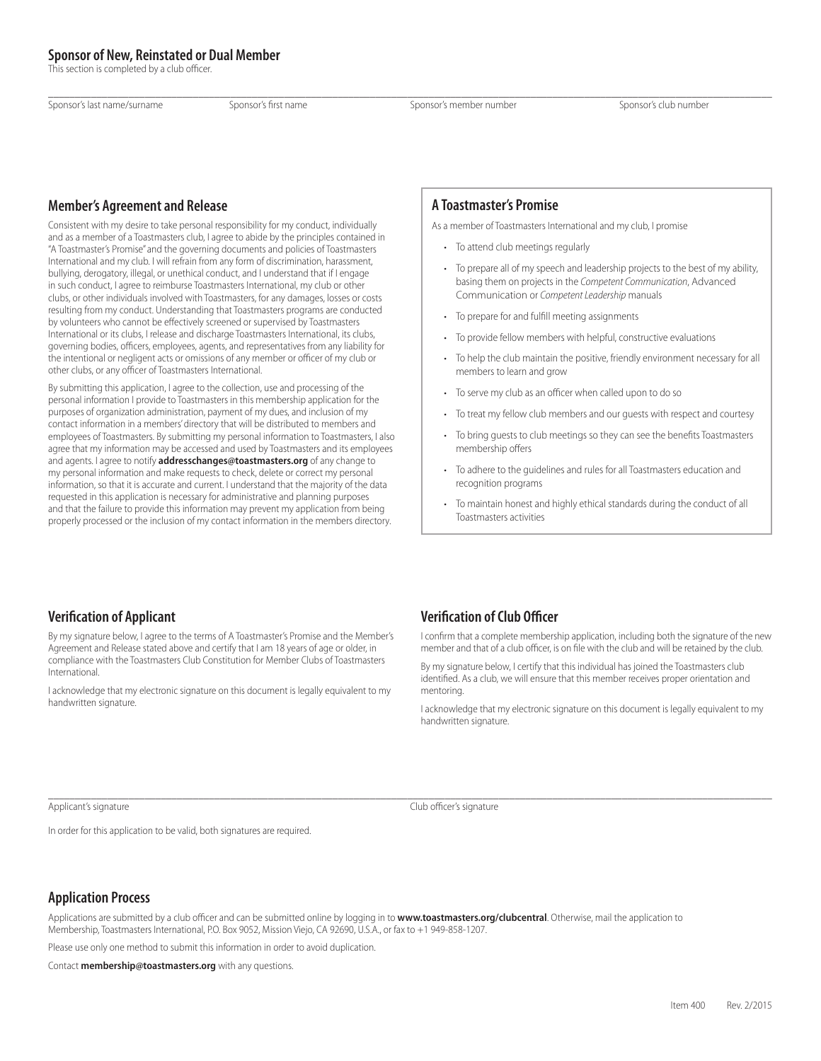## Sponsor of New, Reinstated or Dual Member

This section is completed by a club officer.

Sponsor's last name/surname    Sponsor's first name    Sponsor's member number    Sponsor's club number

## Member's Agreement and Release

Consistent with my desire to take personal responsibility for my conduct, individually and as a member of a Toastmasters club, I agree to abide by the principles contained in "A Toastmaster's Promise" and the governing documents and policies of Toastmasters International and my club. I will refrain from any form of discrimination, harassment, bullying, derogatory, illegal, or unethical conduct, and I understand that if I engage in such conduct, I agree to reimburse Toastmasters International, my club or other clubs, or other individuals involved with Toastmasters, for any damages, losses or costs resulting from my conduct. Understanding that Toastmasters programs are conducted by volunteers who cannot be effectively screened or supervised by Toastmasters International or its clubs, I release and discharge Toastmasters International, its clubs, governing bodies, officers, employees, agents, and representatives from any liability for the intentional or negligent acts or omissions of any member or officer of my club or other clubs, or any officer of Toastmasters International.

By submitting this application, I agree to the collection, use and processing of the personal information I provide to Toastmasters in this membership application for the purposes of organization administration, payment of my dues, and inclusion of my contact information in a members' directory that will be distributed to members and employees of Toastmasters. By submitting my personal information to Toastmasters, I also agree that my information may be accessed and used by Toastmasters and its employees and agents. I agree to notify **addresschanges@toastmasters.org** of any change to my personal information and make requests to check, delete or correct my personal information, so that it is accurate and current. I understand that the majority of the data requested in this application is necessary for administrative and planning purposes and that the failure to provide this information may prevent my application from being properly processed or the inclusion of my contact information in the members directory.

## A Toastmaster's Promise

As a member of Toastmasters International and my club, I promise

- To attend club meetings regularly
- To prepare all of my speech and leadership projects to the best of my ability, basing them on projects in the *Competent Communication*, Advanced Communication or *Competent Leadership* manuals
- To prepare for and fulfill meeting assignments
- To provide fellow members with helpful, constructive evaluations
- To help the club maintain the positive, friendly environment necessary for all members to learn and grow
- To serve my club as an officer when called upon to do so
- To treat my fellow club members and our guests with respect and courtesy
- To bring guests to club meetings so they can see the benefits Toastmasters membership offers
- To adhere to the guidelines and rules for all Toastmasters education and recognition programs
- To maintain honest and highly ethical standards during the conduct of all Toastmasters activities

## Verification of Applicant

By my signature below, I agree to the terms of A Toastmaster's Promise and the Member's Agreement and Release stated above and certify that I am 18 years of age or older, in compliance with the Toastmasters Club Constitution for Member Clubs of Toastmasters International.

I acknowledge that my electronic signature on this document is legally equivalent to my handwritten signature.

## Verification of Club Officer

I confirm that a complete membership application, including both the signature of the new member and that of a club officer, is on file with the club and will be retained by the club.

By my signature below, I certify that this individual has joined the Toastmasters club identified. As a club, we will ensure that this member receives proper orientation and mentoring.

I acknowledge that my electronic signature on this document is legally equivalent to my handwritten signature.

Applicant's signature    Club officer's signature

In order for this application to be valid, both signatures are required.

## Application Process

Applications are submitted by a club officer and can be submitted online by logging in to **www.toastmasters.org/clubcentral**. Otherwise, mail the application to Membership, Toastmasters International, P.O. Box 9052, Mission Viejo, CA 92690, U.S.A., or fax to +1 949-858-1207.

Please use only one method to submit this information in order to avoid duplication.

Contact **membership@toastmasters.org** with any questions.

Item 400    Rev. 2/2015